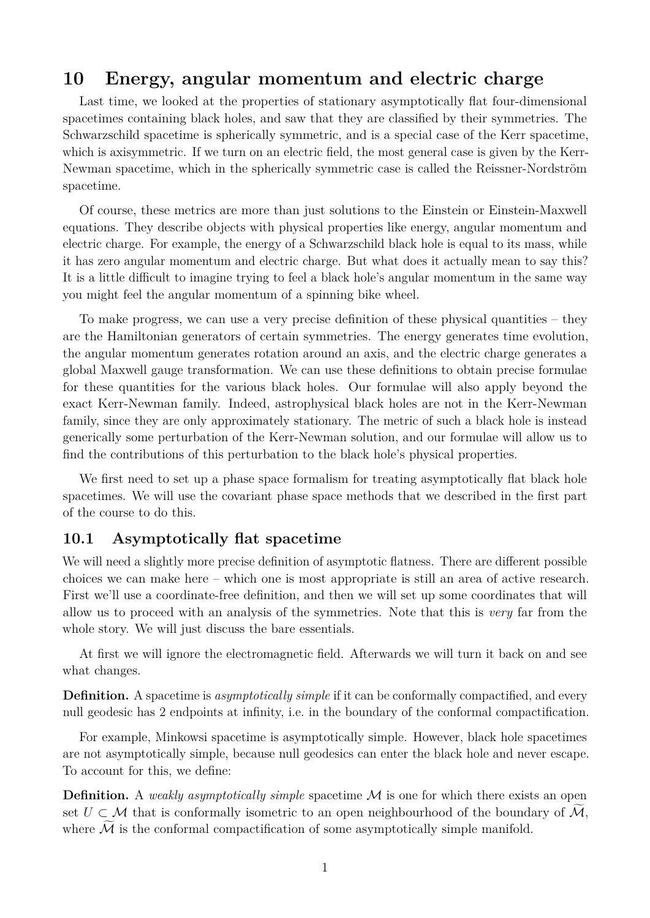# 10 Energy, angular momentum and electric charge

Last time, we looked at the properties of stationary asymptotically flat four-dimensional spacetimes containing black holes, and saw that they are classified by their symmetries. The Schwarzschild spacetime is spherically symmetric, and is a special case of the Kerr spacetime, which is axisymmetric. If we turn on an electric field, the most general case is given by the Kerr-Newman spacetime, which in the spherically symmetric case is called the Reissner-Nordström spacetime.

Of course, these metrics are more than just solutions to the Einstein or Einstein-Maxwell equations. They describe objects with physical properties like energy, angular momentum and electric charge. For example, the energy of a Schwarzschild black hole is equal to its mass, while it has zero angular momentum and electric charge. But what does it actually mean to say this? It is a little difficult to imagine trying to feel a black hole's angular momentum in the same way you might feel the angular momentum of a spinning bike wheel.

To make progress, we can use a very precise definition of these physical quantities – they are the Hamiltonian generators of certain symmetries. The energy generates time evolution, the angular momentum generates rotation around an axis, and the electric charge generates a global Maxwell gauge transformation. We can use these definitions to obtain precise formulae for these quantities for the various black holes. Our formulae will also apply beyond the exact Kerr-Newman family. Indeed, astrophysical black holes are not in the Kerr-Newman family, since they are only approximately stationary. The metric of such a black hole is instead generically some perturbation of the Kerr-Newman solution, and our formulae will allow us to find the contributions of this perturbation to the black hole's physical properties.

We first need to set up a phase space formalism for treating asymptotically flat black hole spacetimes. We will use the covariant phase space methods that we described in the first part of the course to do this.

## 10.1 Asymptotically flat spacetime

We will need a slightly more precise definition of asymptotic flatness. There are different possible choices we can make here – which one is most appropriate is still an area of active research. First we'll use a coordinate-free definition, and then we will set up some coordinates that will allow us to proceed with an analysis of the symmetries. Note that this is *very* far from the whole story. We will just discuss the bare essentials.

At first we will ignore the electromagnetic field. Afterwards we will turn it back on and see what changes.

**Definition.** A spacetime is *asymptotically simple* if it can be conformally compactified, and every null geodesic has 2 endpoints at infinity, i.e. in the boundary of the conformal compactification.

For example, Minkowsi spacetime is asymptotically simple. However, black hole spacetimes are not asymptotically simple, because null geodesics can enter the black hole and never escape. To account for this, we define:

**Definition.** A *weakly asymptotically simple* spacetime $\mathcal{M}$ is one for which there exists an open set $U \subset \mathcal{M}$ that is conformally isometric to an open neighbourhood of the boundary of $\widetilde{\mathcal{M}}$, where $\widetilde{\mathcal{M}}$ is the conformal compactification of some asymptotically simple manifold.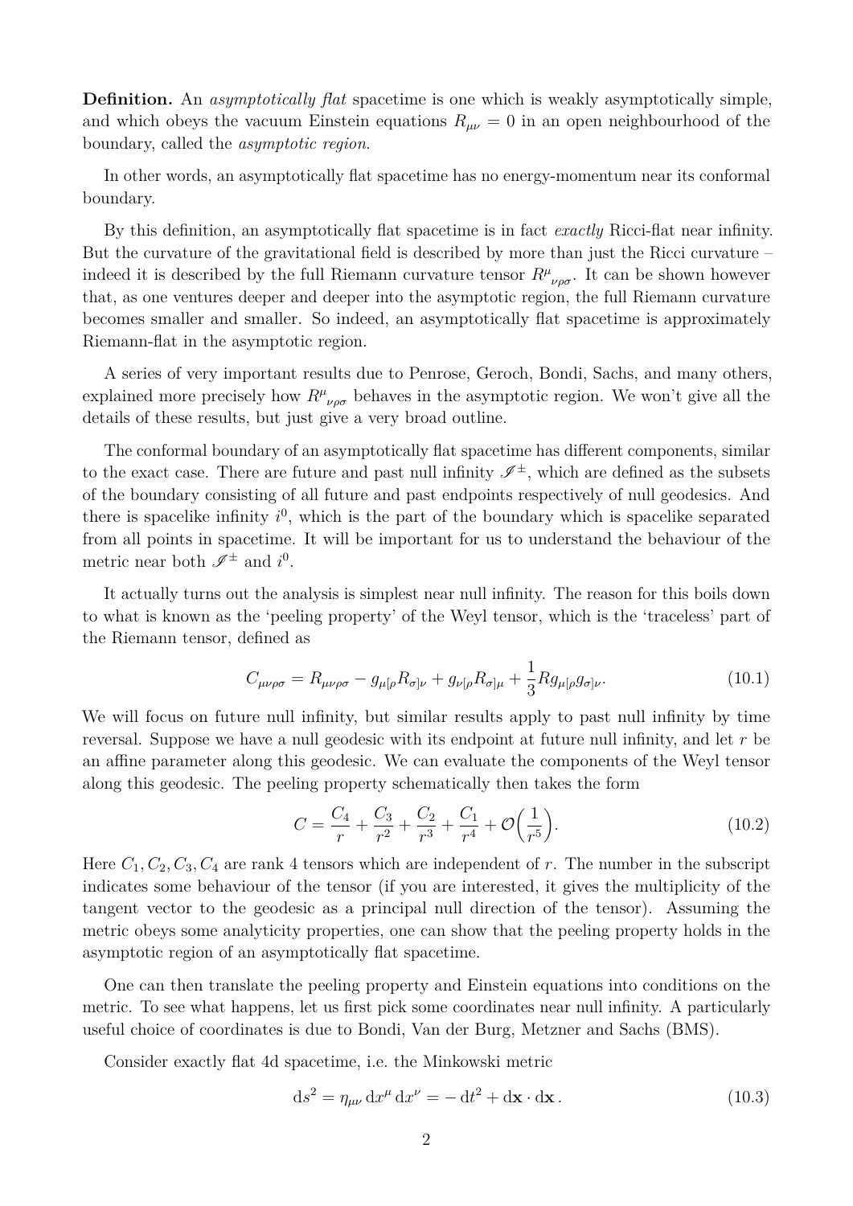**Definition.** An *asymptotically flat* spacetime is one which is weakly asymptotically simple, and which obeys the vacuum Einstein equations $R_{\mu\nu} = 0$ in an open neighbourhood of the boundary, called the *asymptotic region*.

In other words, an asymptotically flat spacetime has no energy-momentum near its conformal boundary.

By this definition, an asymptotically flat spacetime is in fact *exactly* Ricci-flat near infinity. But the curvature of the gravitational field is described by more than just the Ricci curvature – indeed it is described by the full Riemann curvature tensor $R^{\mu}{}_{\nu\rho\sigma}$. It can be shown however that, as one ventures deeper and deeper into the asymptotic region, the full Riemann curvature becomes smaller and smaller. So indeed, an asymptotically flat spacetime is approximately Riemann-flat in the asymptotic region.

A series of very important results due to Penrose, Geroch, Bondi, Sachs, and many others, explained more precisely how $R^{\mu}{}_{\nu\rho\sigma}$ behaves in the asymptotic region. We won't give all the details of these results, but just give a very broad outline.

The conformal boundary of an asymptotically flat spacetime has different components, similar to the exact case. There are future and past null infinity $\mathscr{I}^{\pm}$, which are defined as the subsets of the boundary consisting of all future and past endpoints respectively of null geodesics. And there is spacelike infinity $i^0$, which is the part of the boundary which is spacelike separated from all points in spacetime. It will be important for us to understand the behaviour of the metric near both $\mathscr{I}^{\pm}$ and $i^0$.

It actually turns out the analysis is simplest near null infinity. The reason for this boils down to what is known as the 'peeling property' of the Weyl tensor, which is the 'traceless' part of the Riemann tensor, defined as

$$C_{\mu\nu\rho\sigma} = R_{\mu\nu\rho\sigma} - g_{\mu[\rho}R_{\sigma]\nu} + g_{\nu[\rho}R_{\sigma]\mu} + \frac{1}{3}Rg_{\mu[\rho}g_{\sigma]\nu}. \tag{10.1}$$

We will focus on future null infinity, but similar results apply to past null infinity by time reversal. Suppose we have a null geodesic with its endpoint at future null infinity, and let $r$ be an affine parameter along this geodesic. We can evaluate the components of the Weyl tensor along this geodesic. The peeling property schematically then takes the form

$$C = \frac{C_4}{r} + \frac{C_3}{r^2} + \frac{C_2}{r^3} + \frac{C_1}{r^4} + \mathcal{O}\left(\frac{1}{r^5}\right). \tag{10.2}$$

Here $C_1, C_2, C_3, C_4$ are rank 4 tensors which are independent of $r$. The number in the subscript indicates some behaviour of the tensor (if you are interested, it gives the multiplicity of the tangent vector to the geodesic as a principal null direction of the tensor). Assuming the metric obeys some analyticity properties, one can show that the peeling property holds in the asymptotic region of an asymptotically flat spacetime.

One can then translate the peeling property and Einstein equations into conditions on the metric. To see what happens, let us first pick some coordinates near null infinity. A particularly useful choice of coordinates is due to Bondi, Van der Burg, Metzner and Sachs (BMS).

Consider exactly flat 4d spacetime, i.e. the Minkowski metric

$$\mathrm{d}s^2 = \eta_{\mu\nu}\,\mathrm{d}x^\mu\,\mathrm{d}x^\nu = -\,\mathrm{d}t^2 + \mathrm{d}\mathbf{x}\cdot\mathrm{d}\mathbf{x}\,. \tag{10.3}$$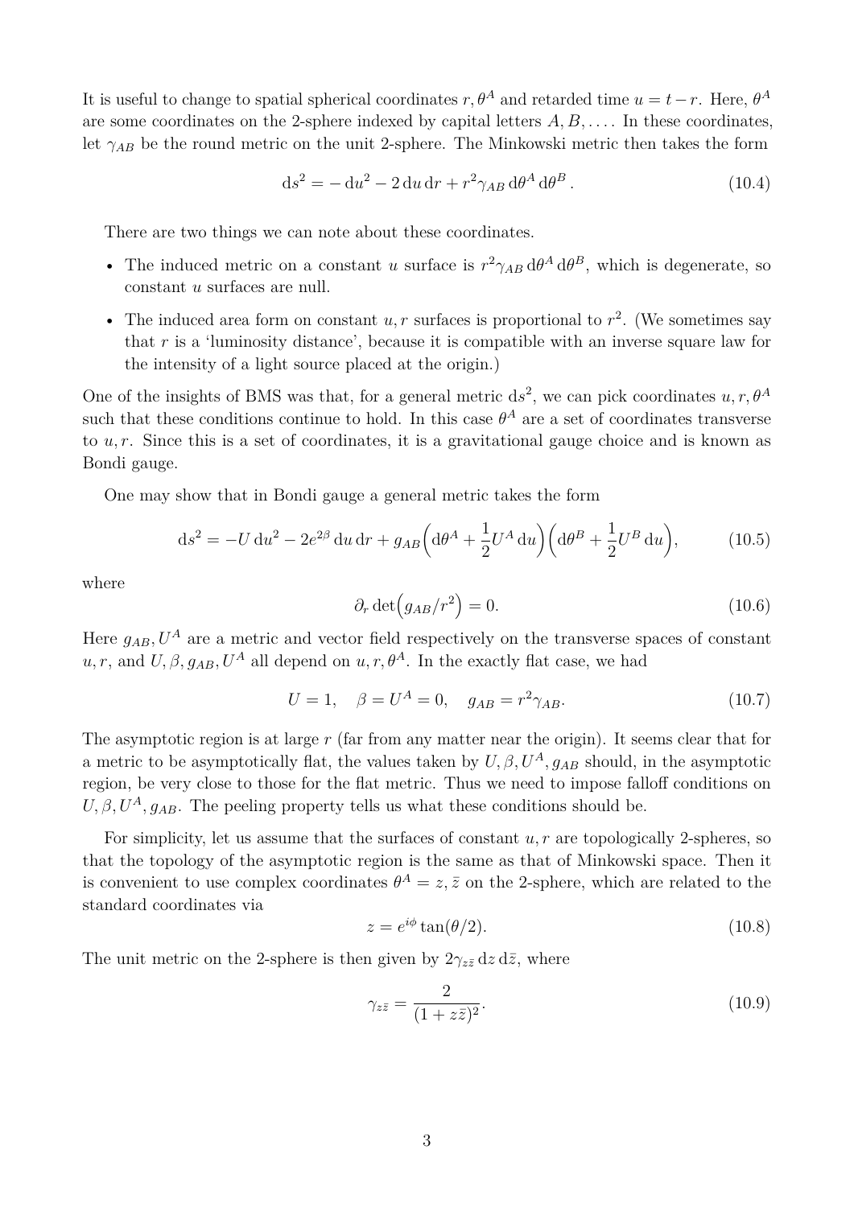It is useful to change to spatial spherical coordinates $r, \theta^A$ and retarded time $u = t - r$. Here, $\theta^A$ are some coordinates on the 2-sphere indexed by capital letters $A, B, \ldots$. In these coordinates, let $\gamma_{AB}$ be the round metric on the unit 2-sphere. The Minkowski metric then takes the form

$$\mathrm{d}s^2 = -\,\mathrm{d}u^2 - 2\,\mathrm{d}u\,\mathrm{d}r + r^2\gamma_{AB}\,\mathrm{d}\theta^A\,\mathrm{d}\theta^B\,. \tag{10.4}$$

There are two things we can note about these coordinates.

- The induced metric on a constant $u$ surface is $r^2\gamma_{AB}\,\mathrm{d}\theta^A\,\mathrm{d}\theta^B$, which is degenerate, so constant $u$ surfaces are null.
- The induced area form on constant $u, r$ surfaces is proportional to $r^2$. (We sometimes say that $r$ is a 'luminosity distance', because it is compatible with an inverse square law for the intensity of a light source placed at the origin.)

One of the insights of BMS was that, for a general metric $\mathrm{d}s^2$, we can pick coordinates $u, r, \theta^A$ such that these conditions continue to hold. In this case $\theta^A$ are a set of coordinates transverse to $u, r$. Since this is a set of coordinates, it is a gravitational gauge choice and is known as Bondi gauge.

One may show that in Bondi gauge a general metric takes the form

$$\mathrm{d}s^2 = -U\,\mathrm{d}u^2 - 2e^{2\beta}\,\mathrm{d}u\,\mathrm{d}r + g_{AB}\Big(\mathrm{d}\theta^A + \frac{1}{2}U^A\,\mathrm{d}u\Big)\Big(\mathrm{d}\theta^B + \frac{1}{2}U^B\,\mathrm{d}u\Big), \tag{10.5}$$

where

$$\partial_r \det\!\Big(g_{AB}/r^2\Big) = 0. \tag{10.6}$$

Here $g_{AB}, U^A$ are a metric and vector field respectively on the transverse spaces of constant $u, r$, and $U, \beta, g_{AB}, U^A$ all depend on $u, r, \theta^A$. In the exactly flat case, we had

$$U = 1, \quad \beta = U^A = 0, \quad g_{AB} = r^2\gamma_{AB}. \tag{10.7}$$

The asymptotic region is at large $r$ (far from any matter near the origin). It seems clear that for a metric to be asymptotically flat, the values taken by $U, \beta, U^A, g_{AB}$ should, in the asymptotic region, be very close to those for the flat metric. Thus we need to impose falloff conditions on $U, \beta, U^A, g_{AB}$. The peeling property tells us what these conditions should be.

For simplicity, let us assume that the surfaces of constant $u, r$ are topologically 2-spheres, so that the topology of the asymptotic region is the same as that of Minkowski space. Then it is convenient to use complex coordinates $\theta^A = z, \bar{z}$ on the 2-sphere, which are related to the standard coordinates via

$$z = e^{i\phi}\tan(\theta/2). \tag{10.8}$$

The unit metric on the 2-sphere is then given by $2\gamma_{z\bar{z}}\,\mathrm{d}z\,\mathrm{d}\bar{z}$, where

$$\gamma_{z\bar{z}} = \frac{2}{(1 + z\bar{z})^2}. \tag{10.9}$$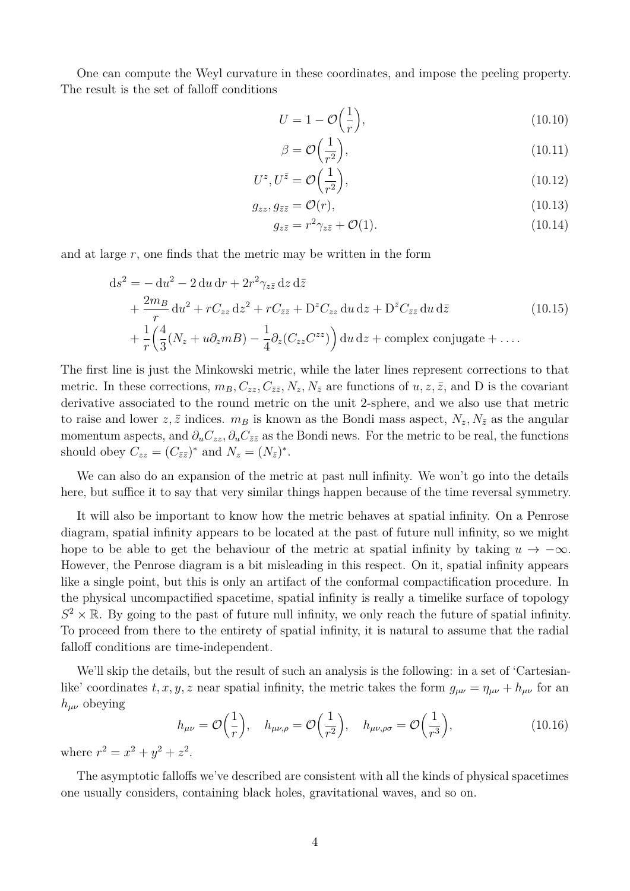One can compute the Weyl curvature in these coordinates, and impose the peeling property. The result is the set of falloff conditions

$$U = 1 - \mathcal{O}\Big(\frac{1}{r}\Big), \tag{10.10}$$

$$\beta = \mathcal{O}\Big(\frac{1}{r^2}\Big), \tag{10.11}$$

$$U^z, U^{\bar{z}} = \mathcal{O}\Big(\frac{1}{r^2}\Big), \tag{10.12}$$

$$g_{zz}, g_{\bar{z}\bar{z}} = \mathcal{O}(r), \tag{10.13}$$

$$g_{z\bar{z}} = r^2\gamma_{z\bar{z}} + \mathcal{O}(1). \tag{10.14}$$

and at large $r$, one finds that the metric may be written in the form

$$\begin{aligned} \mathrm{d}s^2 =& -\mathrm{d}u^2 - 2\,\mathrm{d}u\,\mathrm{d}r + 2r^2\gamma_{z\bar{z}}\,\mathrm{d}z\,\mathrm{d}\bar{z} \\ &+ \frac{2m_B}{r}\,\mathrm{d}u^2 + rC_{zz}\,\mathrm{d}z^2 + rC_{\bar{z}\bar{z}} + \mathrm{D}^z C_{zz}\,\mathrm{d}u\,\mathrm{d}z + \mathrm{D}^{\bar{z}} C_{\bar{z}\bar{z}}\,\mathrm{d}u\,\mathrm{d}\bar{z} \\ &+ \frac{1}{r}\Big(\frac{4}{3}(N_z + u\partial_z mB) - \frac{1}{4}\partial_z(C_{zz}C^{zz})\Big)\,\mathrm{d}u\,\mathrm{d}z + \text{complex conjugate} + \ldots. \end{aligned} \tag{10.15}$$

The first line is just the Minkowski metric, while the later lines represent corrections to that metric. In these corrections, $m_B, C_{zz}, C_{\bar{z}\bar{z}}, N_z, N_{\bar{z}}$ are functions of $u, z, \bar{z}$, and D is the covariant derivative associated to the round metric on the unit 2-sphere, and we also use that metric to raise and lower $z, \bar{z}$ indices. $m_B$ is known as the Bondi mass aspect, $N_z, N_{\bar{z}}$ as the angular momentum aspects, and $\partial_u C_{zz}, \partial_u C_{\bar{z}\bar{z}}$ as the Bondi news. For the metric to be real, the functions should obey $C_{zz} = (C_{\bar{z}\bar{z}})^*$ and $N_z = (N_{\bar{z}})^*$.

We can also do an expansion of the metric at past null infinity. We won't go into the details here, but suffice it to say that very similar things happen because of the time reversal symmetry.

It will also be important to know how the metric behaves at spatial infinity. On a Penrose diagram, spatial infinity appears to be located at the past of future null infinity, so we might hope to be able to get the behaviour of the metric at spatial infinity by taking $u \to -\infty$. However, the Penrose diagram is a bit misleading in this respect. On it, spatial infinity appears like a single point, but this is only an artifact of the conformal compactification procedure. In the physical uncompactified spacetime, spatial infinity is really a timelike surface of topology $S^2 \times \mathbb{R}$. By going to the past of future null infinity, we only reach the future of spatial infinity. To proceed from there to the entirety of spatial infinity, it is natural to assume that the radial falloff conditions are time-independent.

We'll skip the details, but the result of such an analysis is the following: in a set of 'Cartesian-like' coordinates $t, x, y, z$ near spatial infinity, the metric takes the form $g_{\mu\nu} = \eta_{\mu\nu} + h_{\mu\nu}$ for an $h_{\mu\nu}$ obeying

$$h_{\mu\nu} = \mathcal{O}\Big(\frac{1}{r}\Big), \quad h_{\mu\nu,\rho} = \mathcal{O}\Big(\frac{1}{r^2}\Big), \quad h_{\mu\nu,\rho\sigma} = \mathcal{O}\Big(\frac{1}{r^3}\Big), \tag{10.16}$$

where $r^2 = x^2 + y^2 + z^2$.

The asymptotic falloffs we've described are consistent with all the kinds of physical spacetimes one usually considers, containing black holes, gravitational waves, and so on.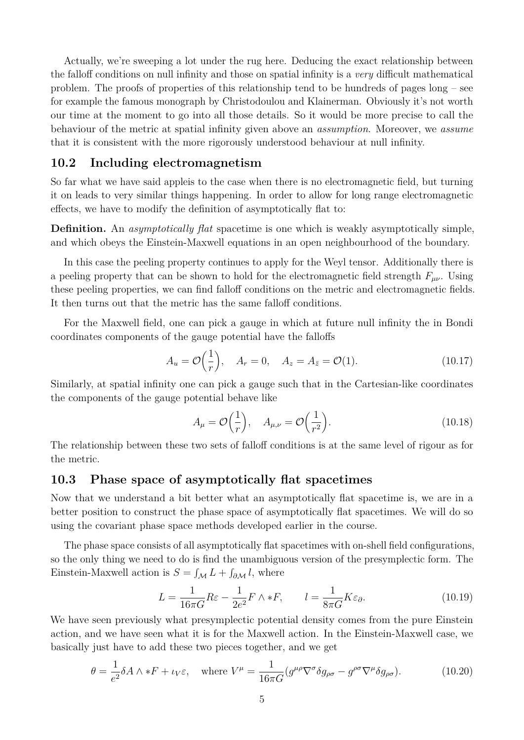Actually, we're sweeping a lot under the rug here. Deducing the exact relationship between the falloff conditions on null infinity and those on spatial infinity is a *very* difficult mathematical problem. The proofs of properties of this relationship tend to be hundreds of pages long – see for example the famous monograph by Christodoulou and Klainerman. Obviously it's not worth our time at the moment to go into all those details. So it would be more precise to call the behaviour of the metric at spatial infinity given above an *assumption*. Moreover, we *assume* that it is consistent with the more rigorously understood behaviour at null infinity.

## 10.2 Including electromagnetism

So far what we have said appleis to the case when there is no electromagnetic field, but turning it on leads to very similar things happening. In order to allow for long range electromagnetic effects, we have to modify the definition of asymptotically flat to:

**Definition.** An *asymptotically flat* spacetime is one which is weakly asymptotically simple, and which obeys the Einstein-Maxwell equations in an open neighbourhood of the boundary.

In this case the peeling property continues to apply for the Weyl tensor. Additionally there is a peeling property that can be shown to hold for the electromagnetic field strength $F_{\mu\nu}$. Using these peeling properties, we can find falloff conditions on the metric and electromagnetic fields. It then turns out that the metric has the same falloff conditions.

For the Maxwell field, one can pick a gauge in which at future null infinity the in Bondi coordinates components of the gauge potential have the falloffs

$$A_u = \mathcal{O}\Big(\frac{1}{r}\Big), \quad A_r = 0, \quad A_z = A_{\bar{z}} = \mathcal{O}(1). \tag{10.17}$$

Similarly, at spatial infinity one can pick a gauge such that in the Cartesian-like coordinates the components of the gauge potential behave like

$$A_\mu = \mathcal{O}\Big(\frac{1}{r}\Big), \quad A_{\mu,\nu} = \mathcal{O}\Big(\frac{1}{r^2}\Big). \tag{10.18}$$

The relationship between these two sets of falloff conditions is at the same level of rigour as for the metric.

## 10.3 Phase space of asymptotically flat spacetimes

Now that we understand a bit better what an asymptotically flat spacetime is, we are in a better position to construct the phase space of asymptotically flat spacetimes. We will do so using the covariant phase space methods developed earlier in the course.

The phase space consists of all asymptotically flat spacetimes with on-shell field configurations, so the only thing we need to do is find the unambiguous version of the presymplectic form. The Einstein-Maxwell action is $S = \int_{\mathcal{M}} L + \int_{\partial\mathcal{M}} l$, where

$$L = \frac{1}{16\pi G} R\varepsilon - \frac{1}{2e^2} F \wedge *F, \qquad l = \frac{1}{8\pi G} K\varepsilon_\partial. \tag{10.19}$$

We have seen previously what presymplectic potential density comes from the pure Einstein action, and we have seen what it is for the Maxwell action. In the Einstein-Maxwell case, we basically just have to add these two pieces together, and we get

$$\theta = \frac{1}{e^2}\delta A \wedge *F + \iota_V \varepsilon, \quad \text{where } V^\mu = \frac{1}{16\pi G}(g^{\mu\rho}\nabla^\sigma \delta g_{\rho\sigma} - g^{\rho\sigma}\nabla^\mu \delta g_{\rho\sigma}). \tag{10.20}$$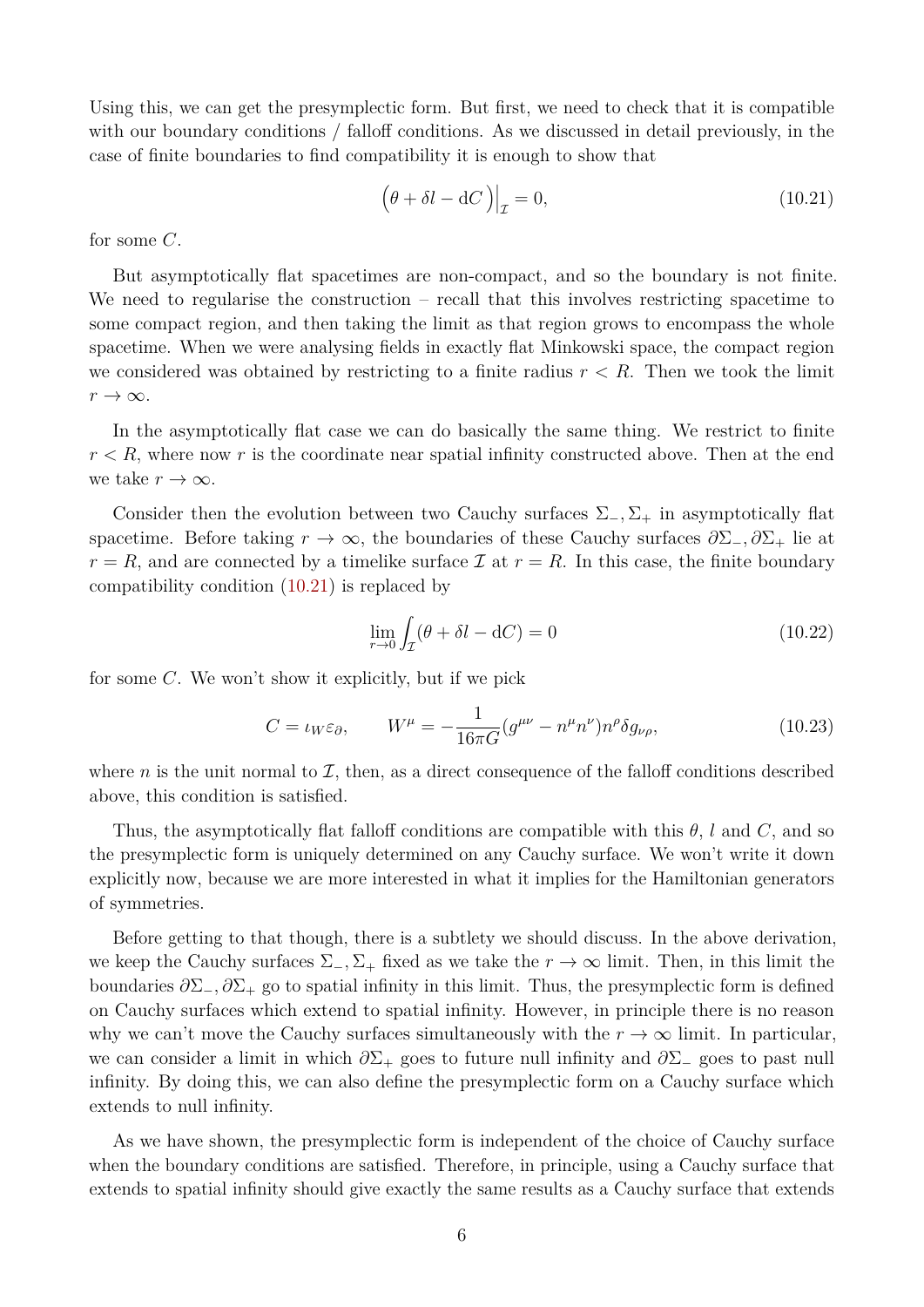Using this, we can get the presymplectic form. But first, we need to check that it is compatible with our boundary conditions / falloff conditions. As we discussed in detail previously, in the case of finite boundaries to find compatibility it is enough to show that

$$\left(\theta + \delta l - \mathrm{d}C\right)\Big|_{\mathcal{I}} = 0, \tag{10.21}$$

for some $C$.

But asymptotically flat spacetimes are non-compact, and so the boundary is not finite. We need to regularise the construction – recall that this involves restricting spacetime to some compact region, and then taking the limit as that region grows to encompass the whole spacetime. When we were analysing fields in exactly flat Minkowski space, the compact region we considered was obtained by restricting to a finite radius $r < R$. Then we took the limit $r \to \infty$.

In the asymptotically flat case we can do basically the same thing. We restrict to finite $r < R$, where now $r$ is the coordinate near spatial infinity constructed above. Then at the end we take $r \to \infty$.

Consider then the evolution between two Cauchy surfaces $\Sigma_-, \Sigma_+$ in asymptotically flat spacetime. Before taking $r \to \infty$, the boundaries of these Cauchy surfaces $\partial\Sigma_-, \partial\Sigma_+$ lie at $r = R$, and are connected by a timelike surface $\mathcal{I}$ at $r = R$. In this case, the finite boundary compatibility condition (10.21) is replaced by

$$\lim_{r \to 0} \int_{\mathcal{I}} (\theta + \delta l - \mathrm{d}C) = 0 \tag{10.22}$$

for some $C$. We won't show it explicitly, but if we pick

$$C = \iota_W \varepsilon_\partial, \qquad W^\mu = -\frac{1}{16\pi G}(g^{\mu\nu} - n^\mu n^\nu) n^\rho \delta g_{\nu\rho}, \tag{10.23}$$

where $n$ is the unit normal to $\mathcal{I}$, then, as a direct consequence of the falloff conditions described above, this condition is satisfied.

Thus, the asymptotically flat falloff conditions are compatible with this $\theta$, $l$ and $C$, and so the presymplectic form is uniquely determined on any Cauchy surface. We won't write it down explicitly now, because we are more interested in what it implies for the Hamiltonian generators of symmetries.

Before getting to that though, there is a subtlety we should discuss. In the above derivation, we keep the Cauchy surfaces $\Sigma_-, \Sigma_+$ fixed as we take the $r \to \infty$ limit. Then, in this limit the boundaries $\partial\Sigma_-, \partial\Sigma_+$ go to spatial infinity in this limit. Thus, the presymplectic form is defined on Cauchy surfaces which extend to spatial infinity. However, in principle there is no reason why we can't move the Cauchy surfaces simultaneously with the $r \to \infty$ limit. In particular, we can consider a limit in which $\partial\Sigma_+$ goes to future null infinity and $\partial\Sigma_-$ goes to past null infinity. By doing this, we can also define the presymplectic form on a Cauchy surface which extends to null infinity.

As we have shown, the presymplectic form is independent of the choice of Cauchy surface when the boundary conditions are satisfied. Therefore, in principle, using a Cauchy surface that extends to spatial infinity should give exactly the same results as a Cauchy surface that extends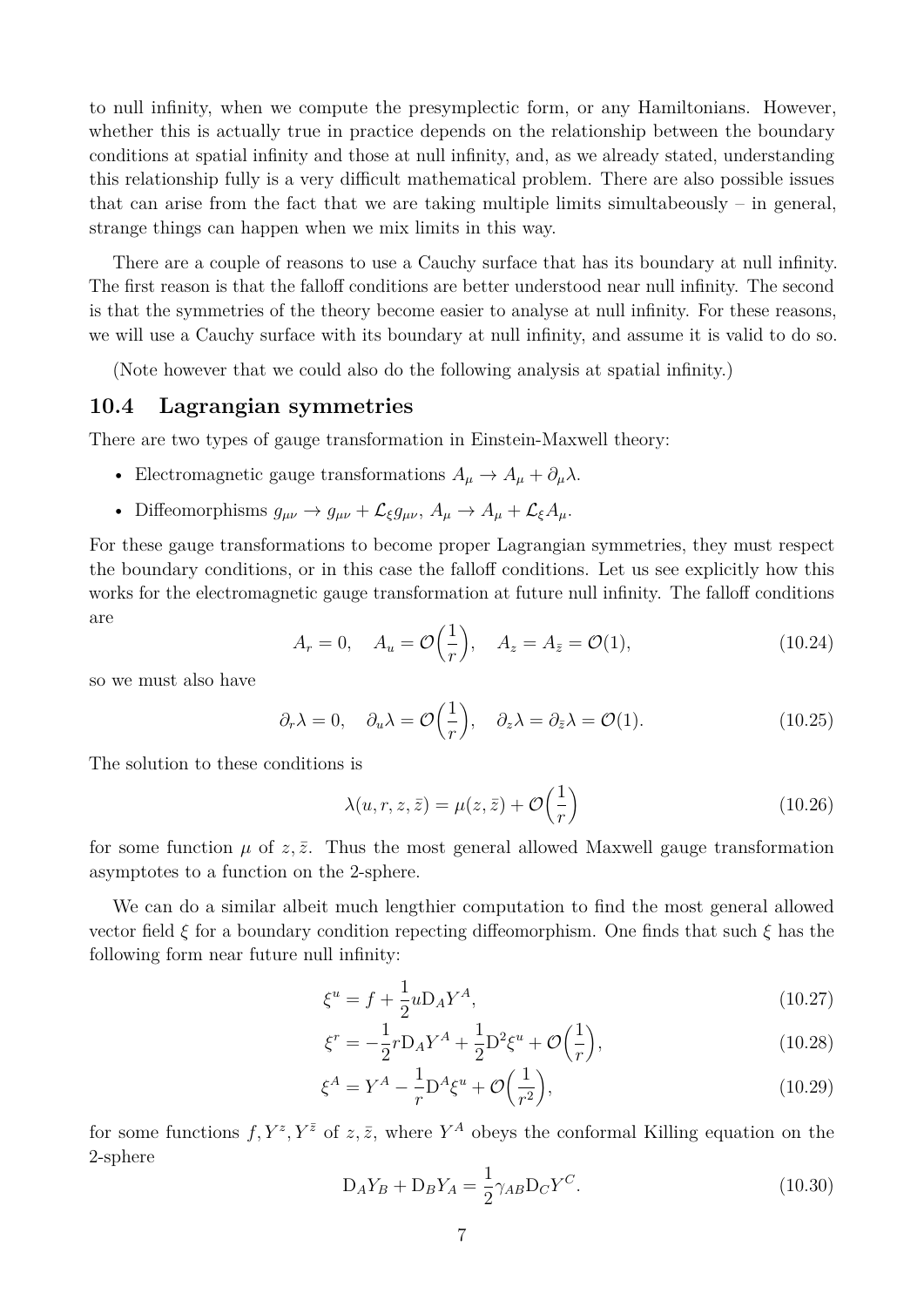to null infinity, when we compute the presymplectic form, or any Hamiltonians. However, whether this is actually true in practice depends on the relationship between the boundary conditions at spatial infinity and those at null infinity, and, as we already stated, understanding this relationship fully is a very difficult mathematical problem. There are also possible issues that can arise from the fact that we are taking multiple limits simultabeously – in general, strange things can happen when we mix limits in this way.

There are a couple of reasons to use a Cauchy surface that has its boundary at null infinity. The first reason is that the falloff conditions are better understood near null infinity. The second is that the symmetries of the theory become easier to analyse at null infinity. For these reasons, we will use a Cauchy surface with its boundary at null infinity, and assume it is valid to do so.

(Note however that we could also do the following analysis at spatial infinity.)

### 10.4 Lagrangian symmetries

There are two types of gauge transformation in Einstein-Maxwell theory:

- Electromagnetic gauge transformations $A_\mu \to A_\mu + \partial_\mu \lambda$.
- Diffeomorphisms $g_{\mu\nu} \to g_{\mu\nu} + \mathcal{L}_\xi g_{\mu\nu}$, $A_\mu \to A_\mu + \mathcal{L}_\xi A_\mu$.

For these gauge transformations to become proper Lagrangian symmetries, they must respect the boundary conditions, or in this case the falloff conditions. Let us see explicitly how this works for the electromagnetic gauge transformation at future null infinity. The falloff conditions are

$$A_r = 0, \quad A_u = \mathcal{O}\Big(\frac{1}{r}\Big), \quad A_z = A_{\bar{z}} = \mathcal{O}(1), \tag{10.24}$$

so we must also have

$$\partial_r \lambda = 0, \quad \partial_u \lambda = \mathcal{O}\Big(\frac{1}{r}\Big), \quad \partial_z \lambda = \partial_{\bar{z}} \lambda = \mathcal{O}(1). \tag{10.25}$$

The solution to these conditions is

$$\lambda(u, r, z, \bar{z}) = \mu(z, \bar{z}) + \mathcal{O}\Big(\frac{1}{r}\Big) \tag{10.26}$$

for some function $\mu$ of $z, \bar{z}$. Thus the most general allowed Maxwell gauge transformation asymptotes to a function on the 2-sphere.

We can do a similar albeit much lengthier computation to find the most general allowed vector field $\xi$ for a boundary condition repecting diffeomorphism. One finds that such $\xi$ has the following form near future null infinity:

$$\xi^u = f + \frac{1}{2} u \mathrm{D}_A Y^A, \tag{10.27}$$

$$\xi^r = -\frac{1}{2} r \mathrm{D}_A Y^A + \frac{1}{2} \mathrm{D}^2 \xi^u + \mathcal{O}\Big(\frac{1}{r}\Big), \tag{10.28}$$

$$\xi^A = Y^A - \frac{1}{r} \mathrm{D}^A \xi^u + \mathcal{O}\Big(\frac{1}{r^2}\Big), \tag{10.29}$$

for some functions $f, Y^z, Y^{\bar{z}}$ of $z, \bar{z}$, where $Y^A$ obeys the conformal Killing equation on the 2-sphere

$$\mathrm{D}_A Y_B + \mathrm{D}_B Y_A = \frac{1}{2} \gamma_{AB} \mathrm{D}_C Y^C. \tag{10.30}$$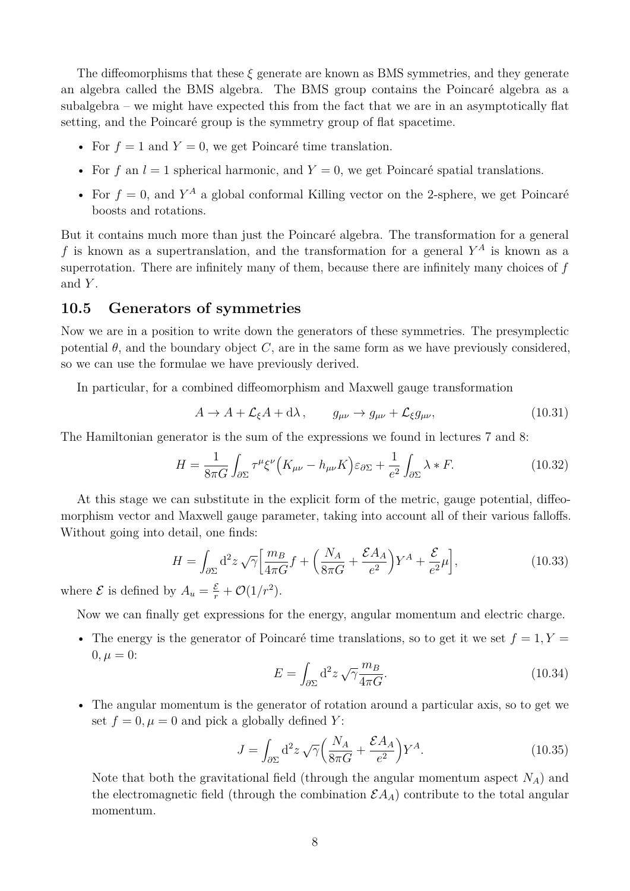The diffeomorphisms that these $\xi$ generate are known as BMS symmetries, and they generate an algebra called the BMS algebra. The BMS group contains the Poincaré algebra as a subalgebra – we might have expected this from the fact that we are in an asymptotically flat setting, and the Poincaré group is the symmetry group of flat spacetime.

- For $f = 1$ and $Y = 0$, we get Poincaré time translation.
- For $f$ an $l = 1$ spherical harmonic, and $Y = 0$, we get Poincaré spatial translations.
- For $f = 0$, and $Y^A$ a global conformal Killing vector on the 2-sphere, we get Poincaré boosts and rotations.

But it contains much more than just the Poincaré algebra. The transformation for a general $f$ is known as a supertranslation, and the transformation for a general $Y^A$ is known as a superrotation. There are infinitely many of them, because there are infinitely many choices of $f$ and $Y$.

## 10.5 Generators of symmetries

Now we are in a position to write down the generators of these symmetries. The presymplectic potential $\theta$, and the boundary object $C$, are in the same form as we have previously considered, so we can use the formulae we have previously derived.

In particular, for a combined diffeomorphism and Maxwell gauge transformation

$$A \to A + \mathcal{L}_\xi A + \mathrm{d}\lambda\,, \qquad g_{\mu\nu} \to g_{\mu\nu} + \mathcal{L}_\xi g_{\mu\nu}, \tag{10.31}$$

The Hamiltonian generator is the sum of the expressions we found in lectures 7 and 8:

$$H = \frac{1}{8\pi G}\int_{\partial\Sigma} \tau^\mu \xi^\nu \Big(K_{\mu\nu} - h_{\mu\nu}K\Big)\varepsilon_{\partial\Sigma} + \frac{1}{e^2}\int_{\partial\Sigma} \lambda * F. \tag{10.32}$$

At this stage we can substitute in the explicit form of the metric, gauge potential, diffeomorphism vector and Maxwell gauge parameter, taking into account all of their various falloffs. Without going into detail, one finds:

$$H = \int_{\partial\Sigma} \mathrm{d}^2 z\,\sqrt{\gamma}\Big[\frac{m_B}{4\pi G} f + \Big(\frac{N_A}{8\pi G} + \frac{\mathcal{E}A_A}{e^2}\Big)Y^A + \frac{\mathcal{E}}{e^2}\mu\Big], \tag{10.33}$$

where $\mathcal{E}$ is defined by $A_u = \frac{\mathcal{E}}{r} + \mathcal{O}(1/r^2)$.

Now we can finally get expressions for the energy, angular momentum and electric charge.

- The energy is the generator of Poincaré time translations, so to get it we set $f = 1, Y = 0, \mu = 0$:
$$E = \int_{\partial\Sigma} \mathrm{d}^2 z\,\sqrt{\gamma}\frac{m_B}{4\pi G}. \tag{10.34}$$

- The angular momentum is the generator of rotation around a particular axis, so to get we set $f = 0, \mu = 0$ and pick a globally defined $Y$:
$$J = \int_{\partial\Sigma} \mathrm{d}^2 z\,\sqrt{\gamma}\Big(\frac{N_A}{8\pi G} + \frac{\mathcal{E}A_A}{e^2}\Big)Y^A. \tag{10.35}$$

  Note that both the gravitational field (through the angular momentum aspect $N_A$) and the electromagnetic field (through the combination $\mathcal{E}A_A$) contribute to the total angular momentum.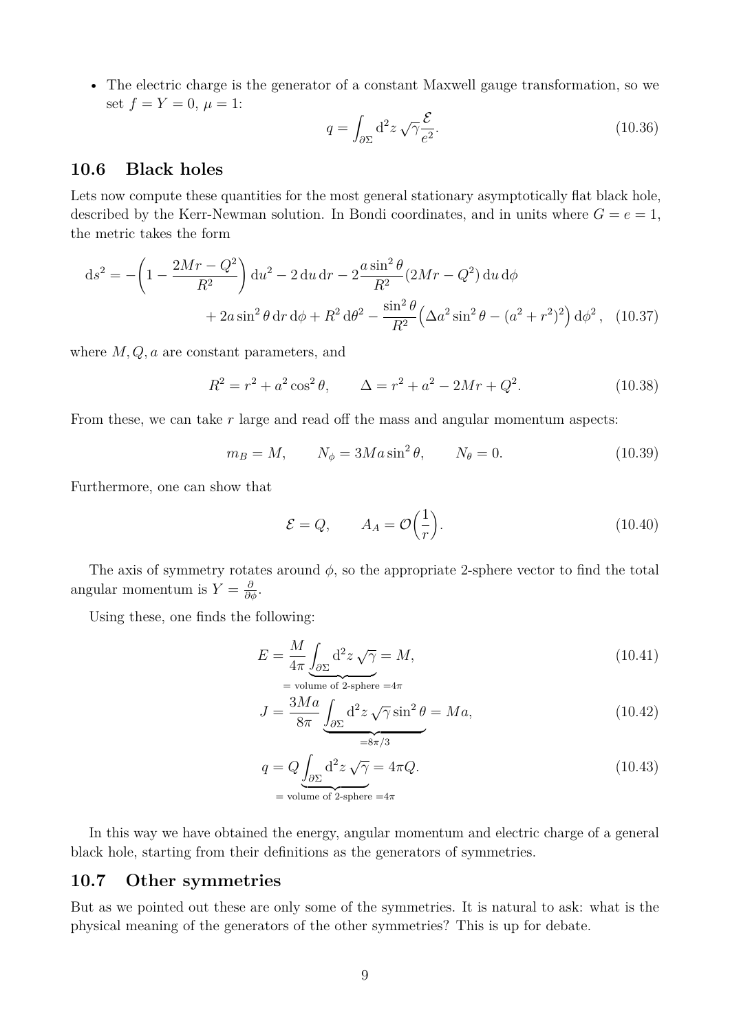- The electric charge is the generator of a constant Maxwell gauge transformation, so we set $f = Y = 0$, $\mu = 1$:

$$
q = \int_{\partial\Sigma} \mathrm{d}^2 z \, \sqrt{\gamma} \frac{\mathcal{E}}{e^2}. \tag{10.36}
$$

## 10.6 Black holes

Lets now compute these quantities for the most general stationary asymptotically flat black hole, described by the Kerr-Newman solution. In Bondi coordinates, and in units where $G = e = 1$, the metric takes the form

$$
\begin{aligned}
\mathrm{d}s^2 = -\left(1 - \frac{2Mr - Q^2}{R^2}\right) \mathrm{d}u^2 - 2\,\mathrm{d}u\,\mathrm{d}r - 2\frac{a\sin^2\theta}{R^2}(2Mr - Q^2)\,\mathrm{d}u\,\mathrm{d}\phi \\
+ 2a\sin^2\theta\,\mathrm{d}r\,\mathrm{d}\phi + R^2\,\mathrm{d}\theta^2 - \frac{\sin^2\theta}{R^2}\Big(\Delta a^2 \sin^2\theta - (a^2 + r^2)^2\Big)\,\mathrm{d}\phi^2 \,,
\end{aligned} \tag{10.37}
$$

where $M, Q, a$ are constant parameters, and

$$
R^2 = r^2 + a^2\cos^2\theta, \qquad \Delta = r^2 + a^2 - 2Mr + Q^2. \tag{10.38}
$$

From these, we can take $r$ large and read off the mass and angular momentum aspects:

$$
m_B = M, \qquad N_\phi = 3Ma\sin^2\theta, \qquad N_\theta = 0. \tag{10.39}
$$

Furthermore, one can show that

$$
\mathcal{E} = Q, \qquad A_A = \mathcal{O}\Big(\frac{1}{r}\Big). \tag{10.40}
$$

The axis of symmetry rotates around $\phi$, so the appropriate 2-sphere vector to find the total angular momentum is $Y = \frac{\partial}{\partial\phi}$.

Using these, one finds the following:

$$
E = \frac{M}{4\pi} \underbrace{\int_{\partial\Sigma} \mathrm{d}^2 z \, \sqrt{\gamma}}_{=\text{ volume of 2-sphere } = 4\pi} = M, \tag{10.41}
$$

$$
J = \frac{3Ma}{8\pi} \underbrace{\int_{\partial\Sigma} \mathrm{d}^2 z \, \sqrt{\gamma} \sin^2\theta}_{=8\pi/3} = Ma, \tag{10.42}
$$

$$
q = Q \underbrace{\int_{\partial\Sigma} \mathrm{d}^2 z \, \sqrt{\gamma}}_{=\text{ volume of 2-sphere } = 4\pi} = 4\pi Q. \tag{10.43}
$$

In this way we have obtained the energy, angular momentum and electric charge of a general black hole, starting from their definitions as the generators of symmetries.

## 10.7 Other symmetries

But as we pointed out these are only some of the symmetries. It is natural to ask: what is the physical meaning of the generators of the other symmetries? This is up for debate.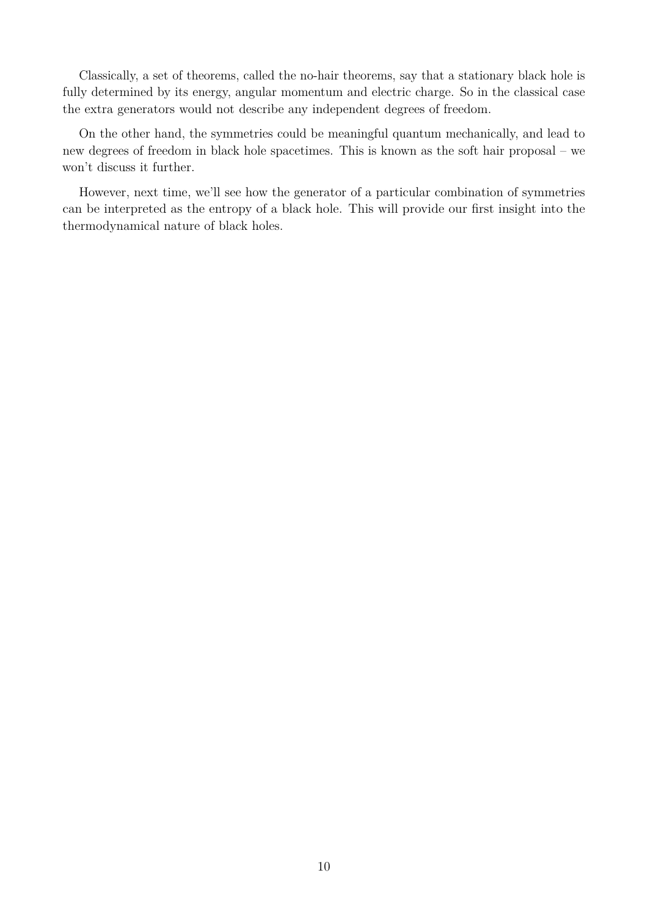Classically, a set of theorems, called the no-hair theorems, say that a stationary black hole is fully determined by its energy, angular momentum and electric charge. So in the classical case the extra generators would not describe any independent degrees of freedom.

On the other hand, the symmetries could be meaningful quantum mechanically, and lead to new degrees of freedom in black hole spacetimes. This is known as the soft hair proposal – we won't discuss it further.

However, next time, we'll see how the generator of a particular combination of symmetries can be interpreted as the entropy of a black hole. This will provide our first insight into the thermodynamical nature of black holes.